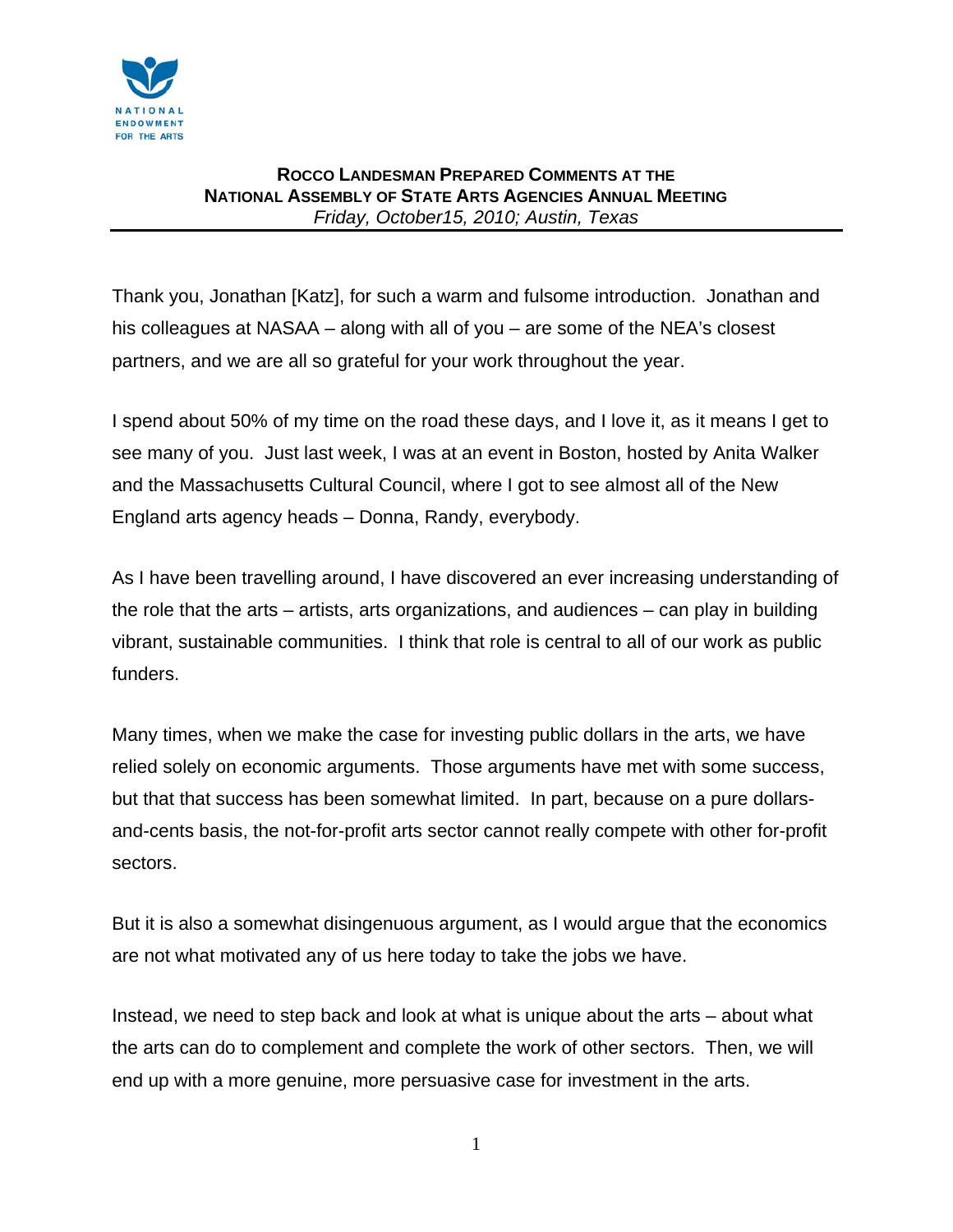NATIONAL ENDOWMENT FOR THE ARTS

# ROCCO LANDESMAN PREPARED COMMENTS AT THE NATIONAL ASSEMBLY OF STATE ARTS AGENCIES ANNUAL MEETING

*Friday, October15, 2010; Austin, Texas*

Thank you, Jonathan [Katz], for such a warm and fulsome introduction. Jonathan and his colleagues at NASAA – along with all of you – are some of the NEA's closest partners, and we are all so grateful for your work throughout the year.

I spend about 50% of my time on the road these days, and I love it, as it means I get to see many of you. Just last week, I was at an event in Boston, hosted by Anita Walker and the Massachusetts Cultural Council, where I got to see almost all of the New England arts agency heads – Donna, Randy, everybody.

As I have been travelling around, I have discovered an ever increasing understanding of the role that the arts – artists, arts organizations, and audiences – can play in building vibrant, sustainable communities. I think that role is central to all of our work as public funders.

Many times, when we make the case for investing public dollars in the arts, we have relied solely on economic arguments. Those arguments have met with some success, but that that success has been somewhat limited. In part, because on a pure dollars-and-cents basis, the not-for-profit arts sector cannot really compete with other for-profit sectors.

But it is also a somewhat disingenuous argument, as I would argue that the economics are not what motivated any of us here today to take the jobs we have.

Instead, we need to step back and look at what is unique about the arts – about what the arts can do to complement and complete the work of other sectors. Then, we will end up with a more genuine, more persuasive case for investment in the arts.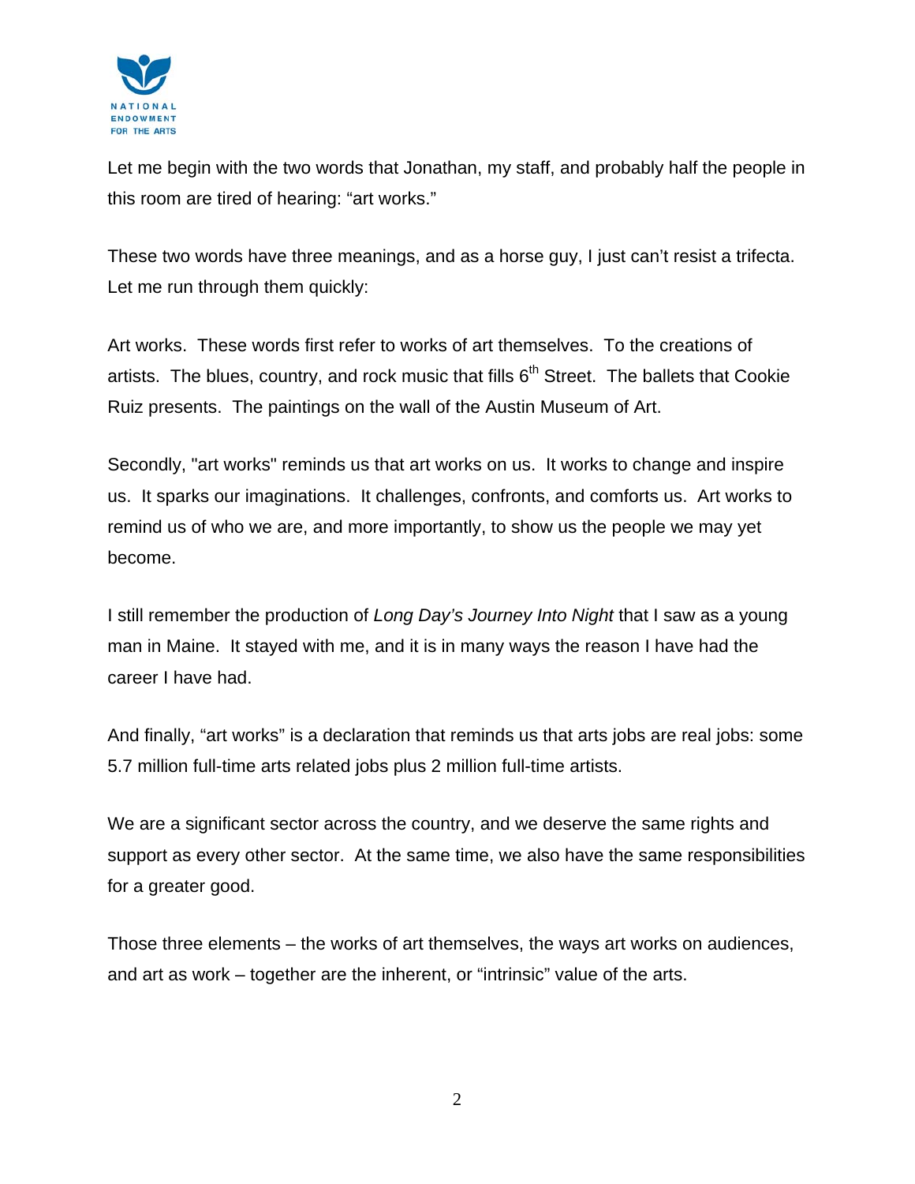Let me begin with the two words that Jonathan, my staff, and probably half the people in this room are tired of hearing: "art works."

These two words have three meanings, and as a horse guy, I just can't resist a trifecta. Let me run through them quickly:

Art works. These words first refer to works of art themselves. To the creations of artists. The blues, country, and rock music that fills 6th Street. The ballets that Cookie Ruiz presents. The paintings on the wall of the Austin Museum of Art.

Secondly, "art works" reminds us that art works on us. It works to change and inspire us. It sparks our imaginations. It challenges, confronts, and comforts us. Art works to remind us of who we are, and more importantly, to show us the people we may yet become.

I still remember the production of *Long Day's Journey Into Night* that I saw as a young man in Maine. It stayed with me, and it is in many ways the reason I have had the career I have had.

And finally, "art works" is a declaration that reminds us that arts jobs are real jobs: some 5.7 million full-time arts related jobs plus 2 million full-time artists.

We are a significant sector across the country, and we deserve the same rights and support as every other sector. At the same time, we also have the same responsibilities for a greater good.

Those three elements – the works of art themselves, the ways art works on audiences, and art as work – together are the inherent, or "intrinsic" value of the arts.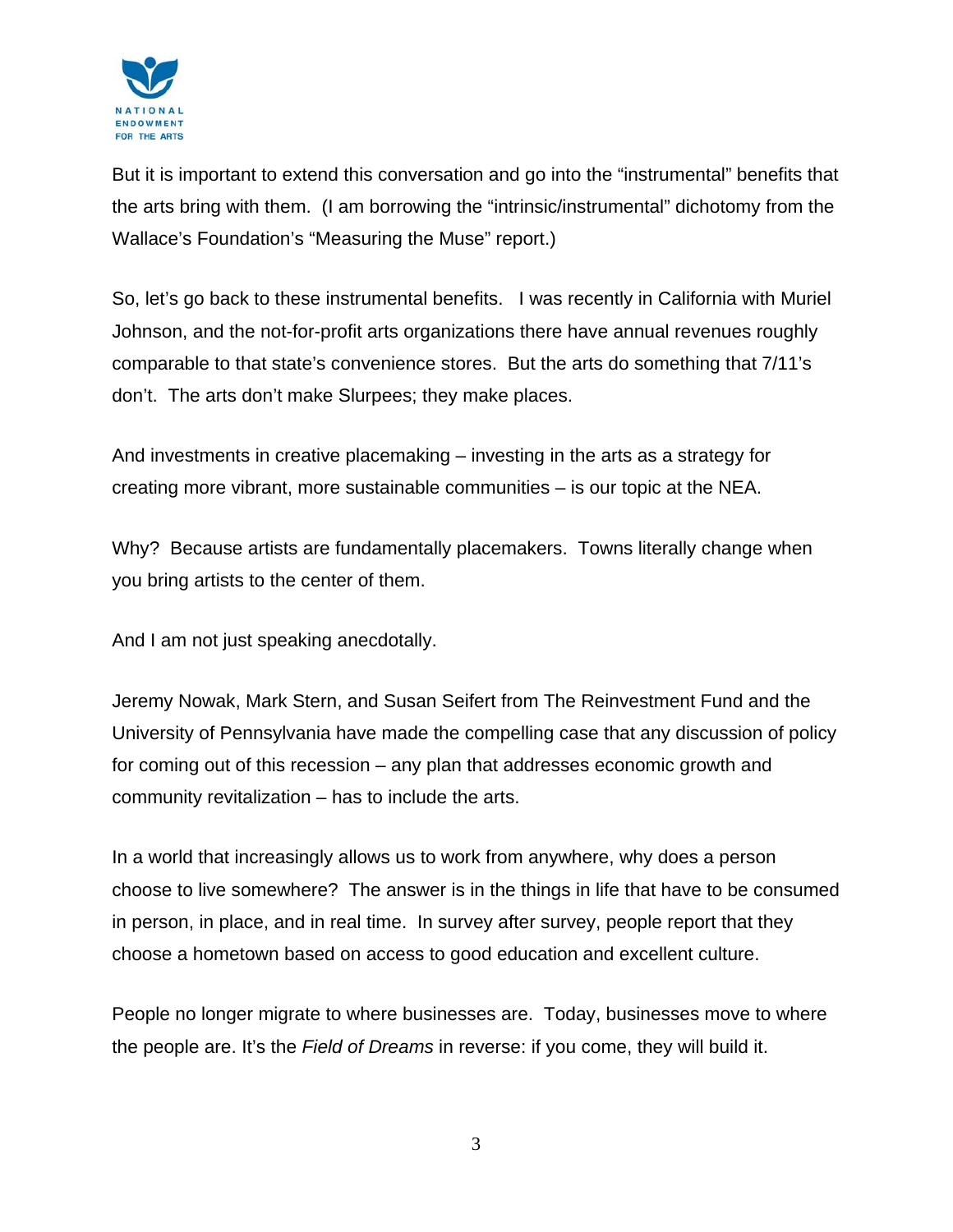But it is important to extend this conversation and go into the "instrumental" benefits that the arts bring with them. (I am borrowing the "intrinsic/instrumental" dichotomy from the Wallace's Foundation's "Measuring the Muse" report.)

So, let's go back to these instrumental benefits. I was recently in California with Muriel Johnson, and the not-for-profit arts organizations there have annual revenues roughly comparable to that state's convenience stores. But the arts do something that 7/11's don't. The arts don't make Slurpees; they make places.

And investments in creative placemaking – investing in the arts as a strategy for creating more vibrant, more sustainable communities – is our topic at the NEA.

Why? Because artists are fundamentally placemakers. Towns literally change when you bring artists to the center of them.

And I am not just speaking anecdotally.

Jeremy Nowak, Mark Stern, and Susan Seifert from The Reinvestment Fund and the University of Pennsylvania have made the compelling case that any discussion of policy for coming out of this recession – any plan that addresses economic growth and community revitalization – has to include the arts.

In a world that increasingly allows us to work from anywhere, why does a person choose to live somewhere? The answer is in the things in life that have to be consumed in person, in place, and in real time. In survey after survey, people report that they choose a hometown based on access to good education and excellent culture.

People no longer migrate to where businesses are. Today, businesses move to where the people are. It's the *Field of Dreams* in reverse: if you come, they will build it.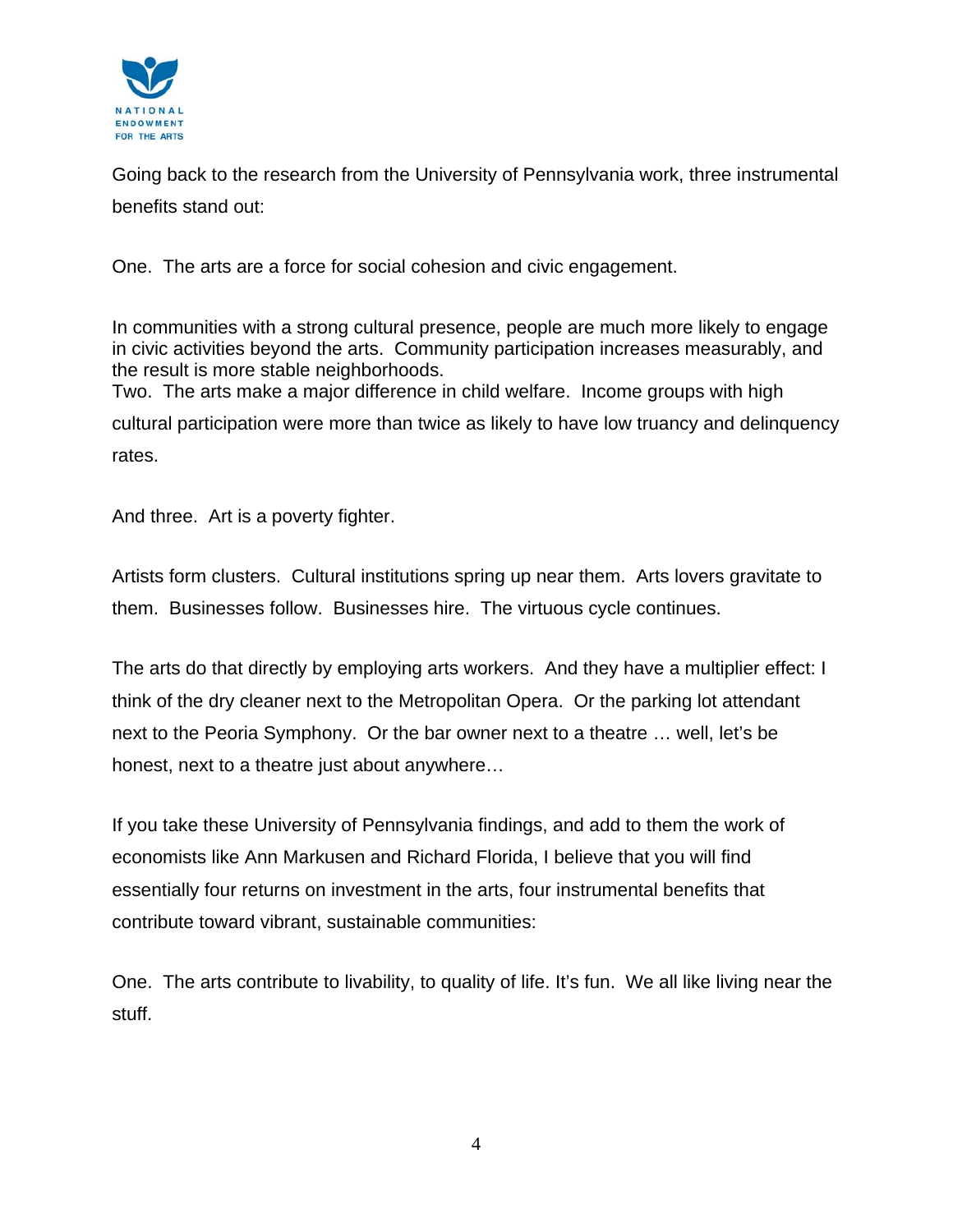Going back to the research from the University of Pennsylvania work, three instrumental benefits stand out:

One. The arts are a force for social cohesion and civic engagement.

In communities with a strong cultural presence, people are much more likely to engage in civic activities beyond the arts. Community participation increases measurably, and the result is more stable neighborhoods.

Two. The arts make a major difference in child welfare. Income groups with high cultural participation were more than twice as likely to have low truancy and delinquency rates.

And three. Art is a poverty fighter.

Artists form clusters. Cultural institutions spring up near them. Arts lovers gravitate to them. Businesses follow. Businesses hire. The virtuous cycle continues.

The arts do that directly by employing arts workers. And they have a multiplier effect: I think of the dry cleaner next to the Metropolitan Opera. Or the parking lot attendant next to the Peoria Symphony. Or the bar owner next to a theatre … well, let's be honest, next to a theatre just about anywhere…

If you take these University of Pennsylvania findings, and add to them the work of economists like Ann Markusen and Richard Florida, I believe that you will find essentially four returns on investment in the arts, four instrumental benefits that contribute toward vibrant, sustainable communities:

One. The arts contribute to livability, to quality of life. It's fun. We all like living near the stuff.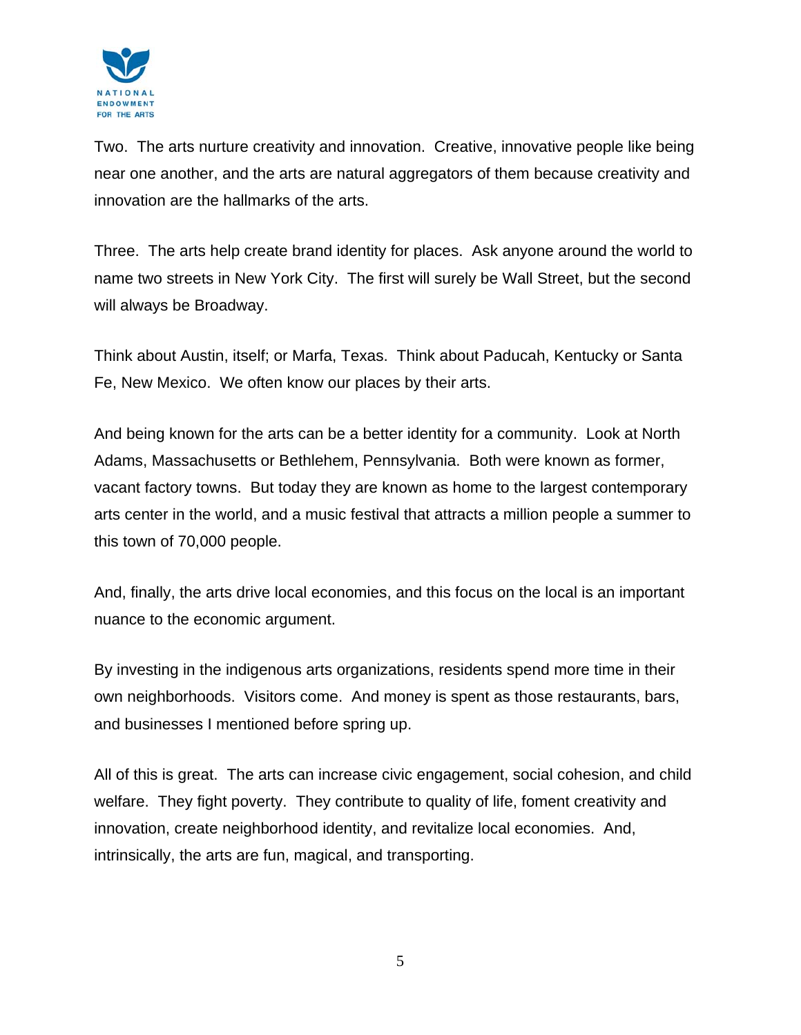Two. The arts nurture creativity and innovation. Creative, innovative people like being near one another, and the arts are natural aggregators of them because creativity and innovation are the hallmarks of the arts.

Three. The arts help create brand identity for places. Ask anyone around the world to name two streets in New York City. The first will surely be Wall Street, but the second will always be Broadway.

Think about Austin, itself; or Marfa, Texas. Think about Paducah, Kentucky or Santa Fe, New Mexico. We often know our places by their arts.

And being known for the arts can be a better identity for a community. Look at North Adams, Massachusetts or Bethlehem, Pennsylvania. Both were known as former, vacant factory towns. But today they are known as home to the largest contemporary arts center in the world, and a music festival that attracts a million people a summer to this town of 70,000 people.

And, finally, the arts drive local economies, and this focus on the local is an important nuance to the economic argument.

By investing in the indigenous arts organizations, residents spend more time in their own neighborhoods. Visitors come. And money is spent as those restaurants, bars, and businesses I mentioned before spring up.

All of this is great. The arts can increase civic engagement, social cohesion, and child welfare. They fight poverty. They contribute to quality of life, foment creativity and innovation, create neighborhood identity, and revitalize local economies. And, intrinsically, the arts are fun, magical, and transporting.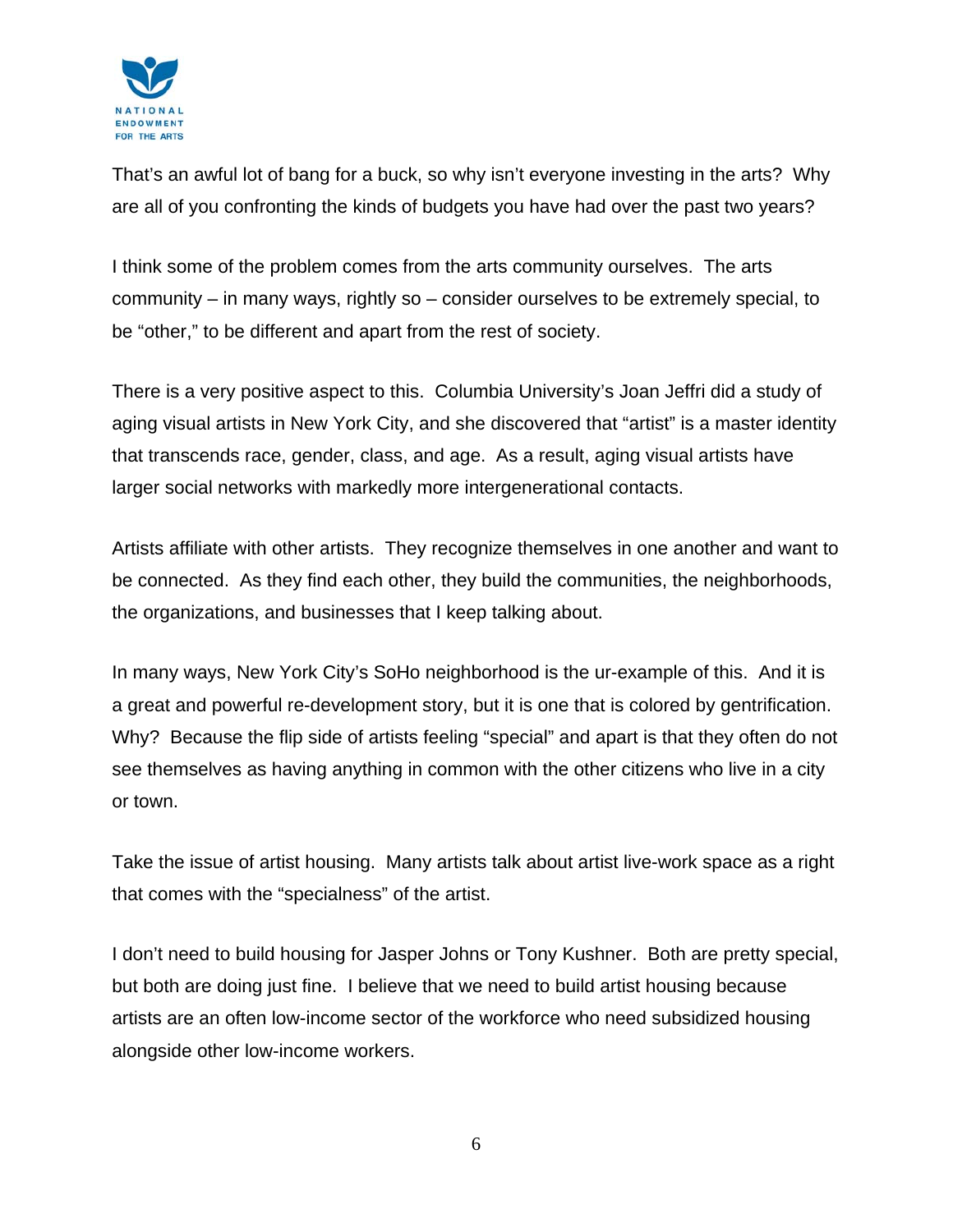That's an awful lot of bang for a buck, so why isn't everyone investing in the arts? Why are all of you confronting the kinds of budgets you have had over the past two years?

I think some of the problem comes from the arts community ourselves. The arts community – in many ways, rightly so – consider ourselves to be extremely special, to be "other," to be different and apart from the rest of society.

There is a very positive aspect to this. Columbia University's Joan Jeffri did a study of aging visual artists in New York City, and she discovered that "artist" is a master identity that transcends race, gender, class, and age. As a result, aging visual artists have larger social networks with markedly more intergenerational contacts.

Artists affiliate with other artists. They recognize themselves in one another and want to be connected. As they find each other, they build the communities, the neighborhoods, the organizations, and businesses that I keep talking about.

In many ways, New York City's SoHo neighborhood is the ur-example of this. And it is a great and powerful re-development story, but it is one that is colored by gentrification. Why? Because the flip side of artists feeling "special" and apart is that they often do not see themselves as having anything in common with the other citizens who live in a city or town.

Take the issue of artist housing. Many artists talk about artist live-work space as a right that comes with the "specialness" of the artist.

I don't need to build housing for Jasper Johns or Tony Kushner. Both are pretty special, but both are doing just fine. I believe that we need to build artist housing because artists are an often low-income sector of the workforce who need subsidized housing alongside other low-income workers.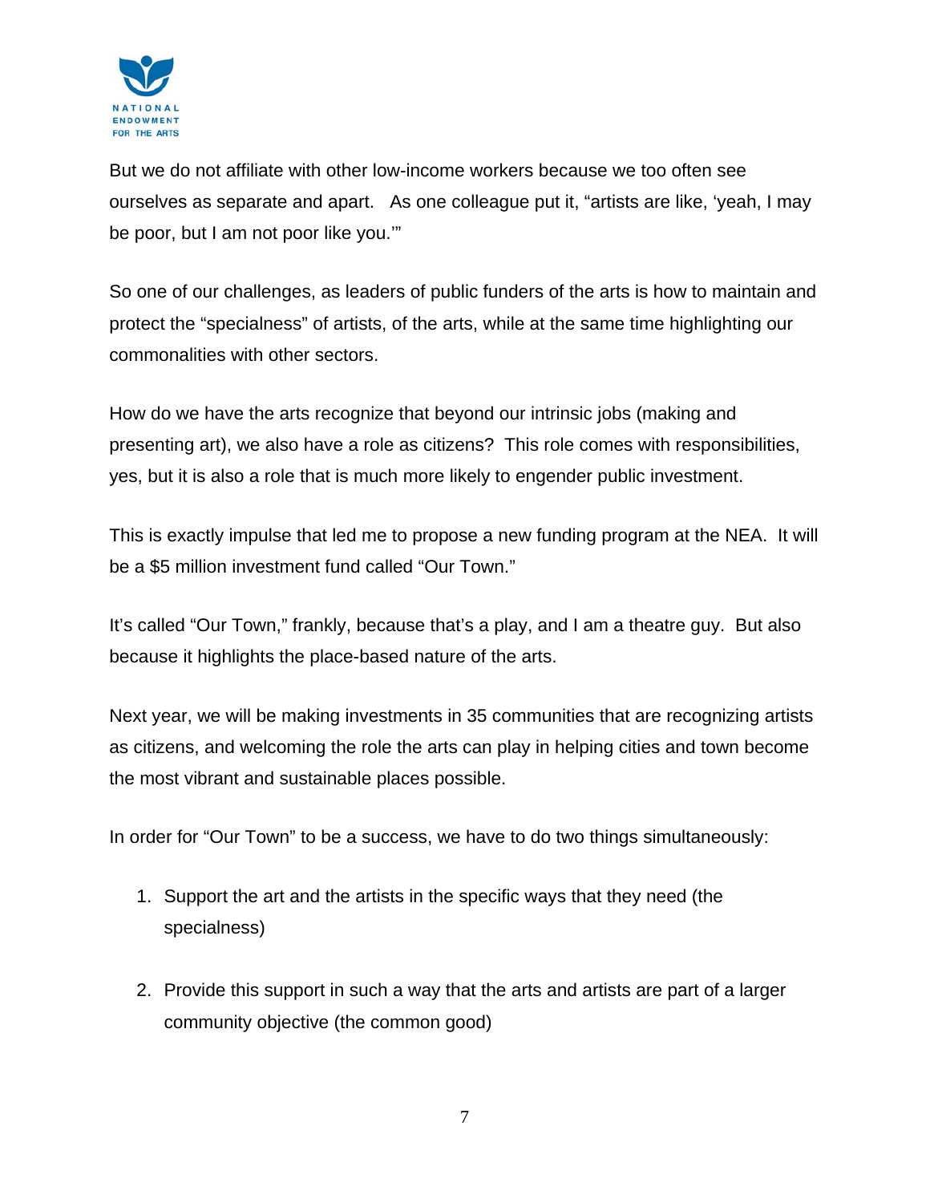But we do not affiliate with other low-income workers because we too often see ourselves as separate and apart. As one colleague put it, "artists are like, 'yeah, I may be poor, but I am not poor like you.'"

So one of our challenges, as leaders of public funders of the arts is how to maintain and protect the "specialness" of artists, of the arts, while at the same time highlighting our commonalities with other sectors.

How do we have the arts recognize that beyond our intrinsic jobs (making and presenting art), we also have a role as citizens? This role comes with responsibilities, yes, but it is also a role that is much more likely to engender public investment.

This is exactly impulse that led me to propose a new funding program at the NEA. It will be a $5 million investment fund called "Our Town."

It's called "Our Town," frankly, because that's a play, and I am a theatre guy. But also because it highlights the place-based nature of the arts.

Next year, we will be making investments in 35 communities that are recognizing artists as citizens, and welcoming the role the arts can play in helping cities and town become the most vibrant and sustainable places possible.

In order for "Our Town" to be a success, we have to do two things simultaneously:

1. Support the art and the artists in the specific ways that they need (the specialness)

2. Provide this support in such a way that the arts and artists are part of a larger community objective (the common good)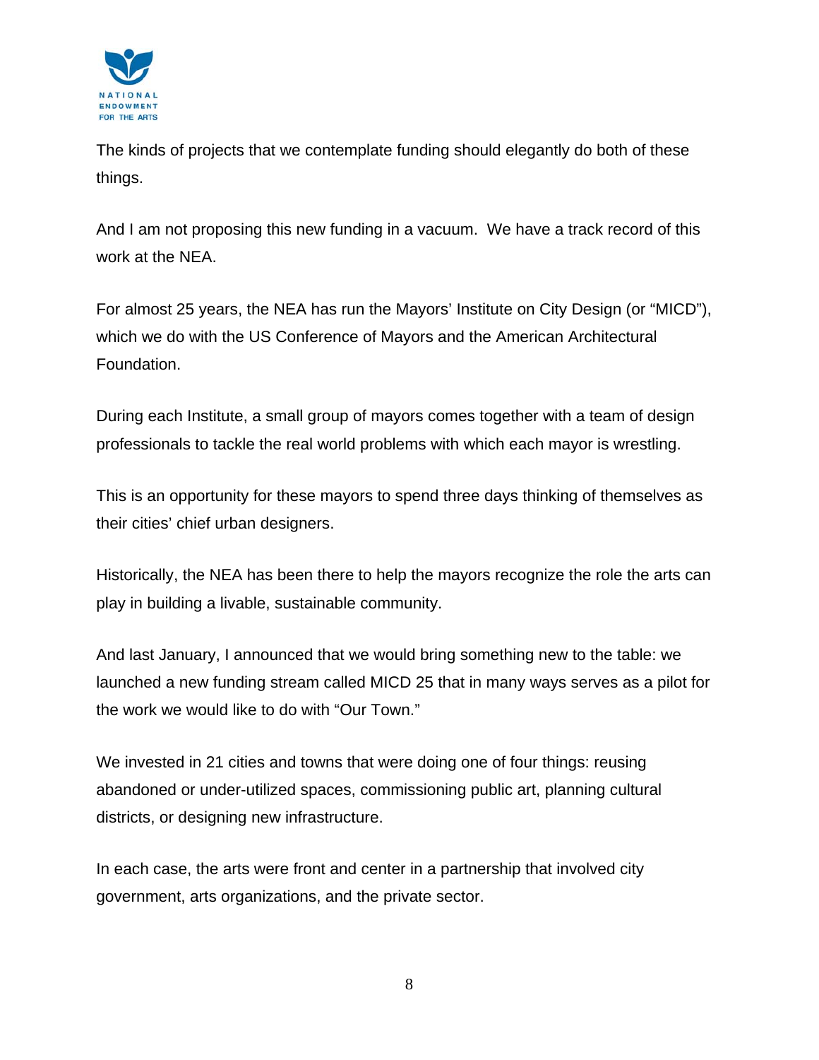The kinds of projects that we contemplate funding should elegantly do both of these things.

And I am not proposing this new funding in a vacuum.  We have a track record of this work at the NEA.

For almost 25 years, the NEA has run the Mayors' Institute on City Design (or "MICD"), which we do with the US Conference of Mayors and the American Architectural Foundation.

During each Institute, a small group of mayors comes together with a team of design professionals to tackle the real world problems with which each mayor is wrestling.

This is an opportunity for these mayors to spend three days thinking of themselves as their cities' chief urban designers.

Historically, the NEA has been there to help the mayors recognize the role the arts can play in building a livable, sustainable community.

And last January, I announced that we would bring something new to the table: we launched a new funding stream called MICD 25 that in many ways serves as a pilot for the work we would like to do with "Our Town."

We invested in 21 cities and towns that were doing one of four things: reusing abandoned or under-utilized spaces, commissioning public art, planning cultural districts, or designing new infrastructure.

In each case, the arts were front and center in a partnership that involved city government, arts organizations, and the private sector.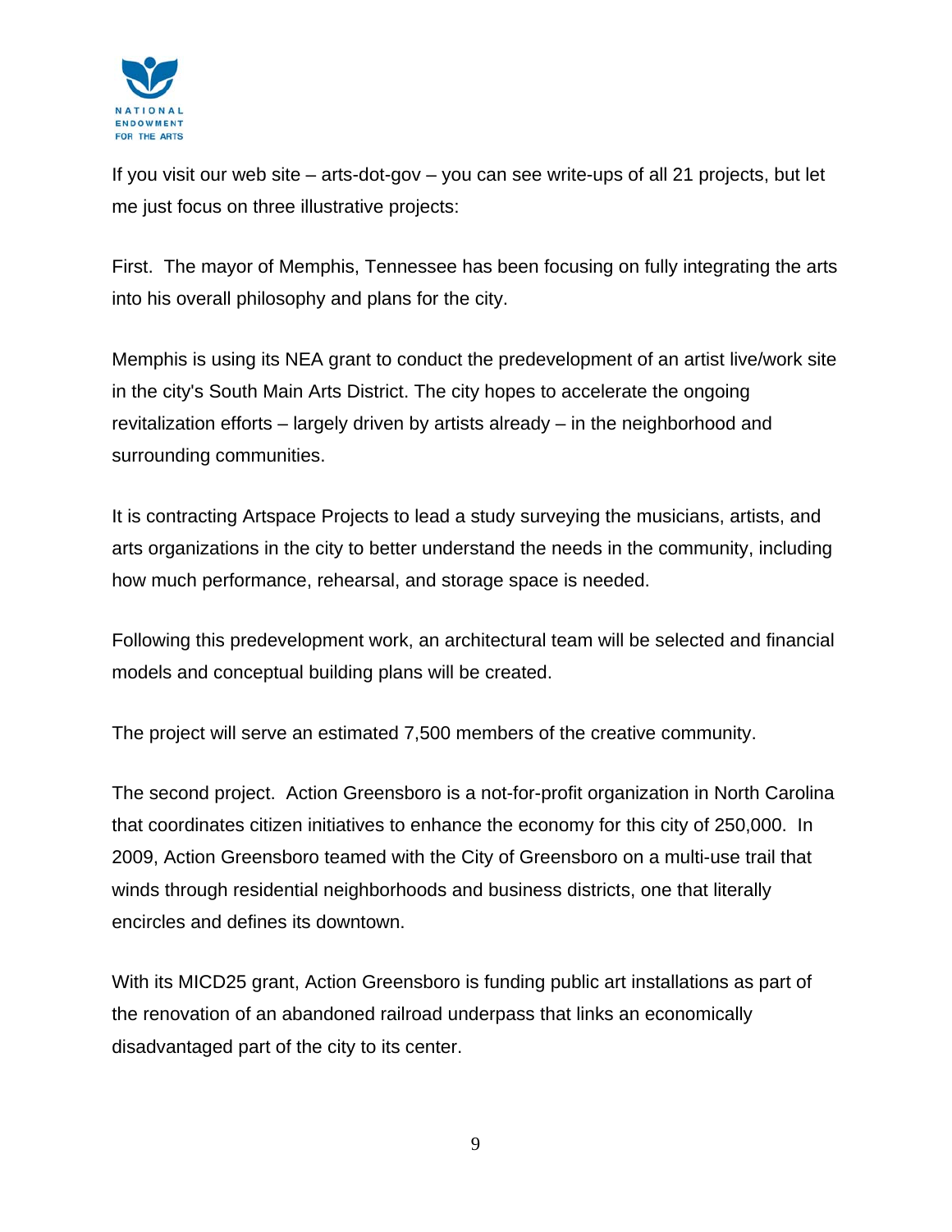If you visit our web site – arts-dot-gov – you can see write-ups of all 21 projects, but let me just focus on three illustrative projects:

First. The mayor of Memphis, Tennessee has been focusing on fully integrating the arts into his overall philosophy and plans for the city.

Memphis is using its NEA grant to conduct the predevelopment of an artist live/work site in the city's South Main Arts District. The city hopes to accelerate the ongoing revitalization efforts – largely driven by artists already – in the neighborhood and surrounding communities.

It is contracting Artspace Projects to lead a study surveying the musicians, artists, and arts organizations in the city to better understand the needs in the community, including how much performance, rehearsal, and storage space is needed.

Following this predevelopment work, an architectural team will be selected and financial models and conceptual building plans will be created.

The project will serve an estimated 7,500 members of the creative community.

The second project. Action Greensboro is a not-for-profit organization in North Carolina that coordinates citizen initiatives to enhance the economy for this city of 250,000. In 2009, Action Greensboro teamed with the City of Greensboro on a multi-use trail that winds through residential neighborhoods and business districts, one that literally encircles and defines its downtown.

With its MICD25 grant, Action Greensboro is funding public art installations as part of the renovation of an abandoned railroad underpass that links an economically disadvantaged part of the city to its center.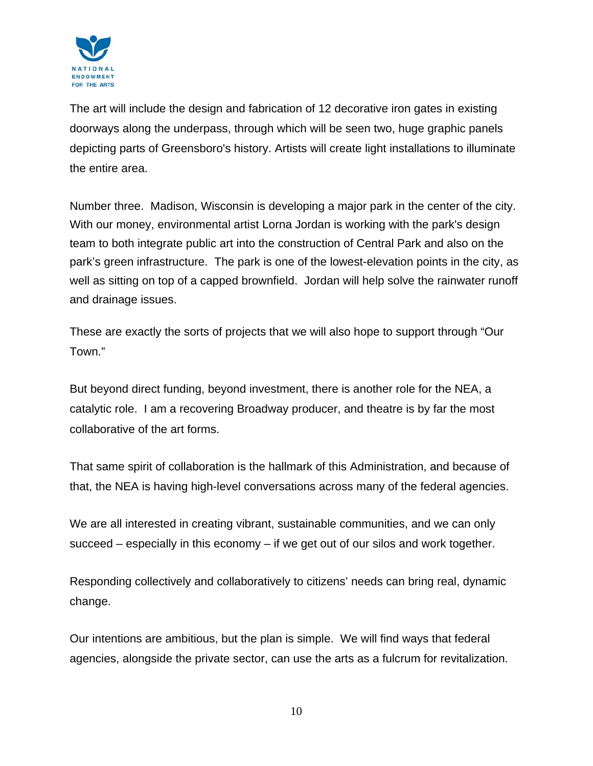The art will include the design and fabrication of 12 decorative iron gates in existing doorways along the underpass, through which will be seen two, huge graphic panels depicting parts of Greensboro's history. Artists will create light installations to illuminate the entire area.

Number three. Madison, Wisconsin is developing a major park in the center of the city. With our money, environmental artist Lorna Jordan is working with the park's design team to both integrate public art into the construction of Central Park and also on the park's green infrastructure. The park is one of the lowest-elevation points in the city, as well as sitting on top of a capped brownfield. Jordan will help solve the rainwater runoff and drainage issues.

These are exactly the sorts of projects that we will also hope to support through "Our Town."

But beyond direct funding, beyond investment, there is another role for the NEA, a catalytic role. I am a recovering Broadway producer, and theatre is by far the most collaborative of the art forms.

That same spirit of collaboration is the hallmark of this Administration, and because of that, the NEA is having high-level conversations across many of the federal agencies.

We are all interested in creating vibrant, sustainable communities, and we can only succeed – especially in this economy – if we get out of our silos and work together.

Responding collectively and collaboratively to citizens' needs can bring real, dynamic change.

Our intentions are ambitious, but the plan is simple. We will find ways that federal agencies, alongside the private sector, can use the arts as a fulcrum for revitalization.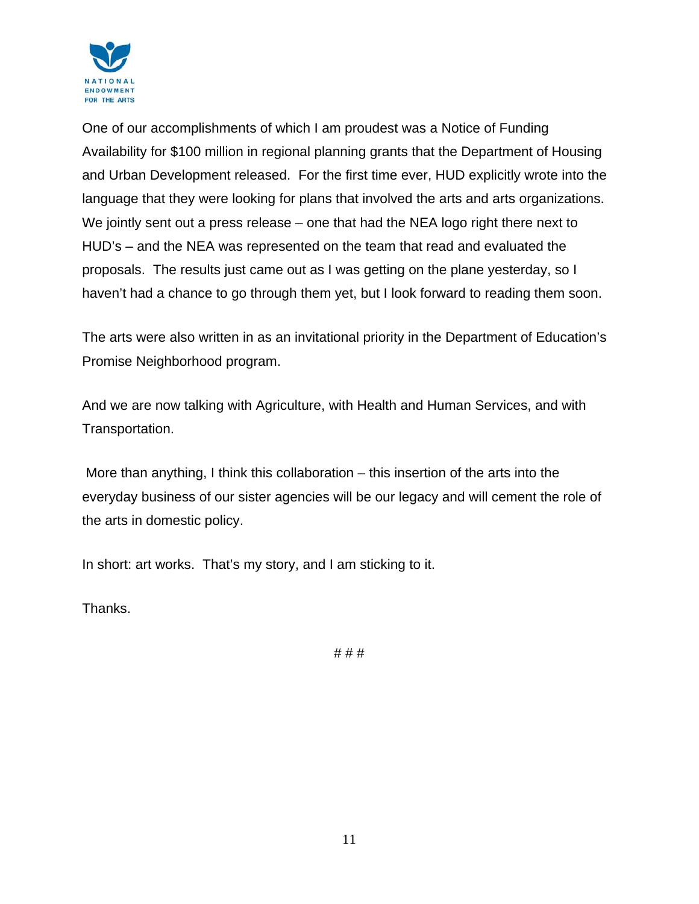One of our accomplishments of which I am proudest was a Notice of Funding Availability for $100 million in regional planning grants that the Department of Housing and Urban Development released. For the first time ever, HUD explicitly wrote into the language that they were looking for plans that involved the arts and arts organizations. We jointly sent out a press release – one that had the NEA logo right there next to HUD's – and the NEA was represented on the team that read and evaluated the proposals. The results just came out as I was getting on the plane yesterday, so I haven't had a chance to go through them yet, but I look forward to reading them soon.

The arts were also written in as an invitational priority in the Department of Education's Promise Neighborhood program.

And we are now talking with Agriculture, with Health and Human Services, and with Transportation.

More than anything, I think this collaboration – this insertion of the arts into the everyday business of our sister agencies will be our legacy and will cement the role of the arts in domestic policy.

In short: art works. That's my story, and I am sticking to it.

Thanks.

# # #